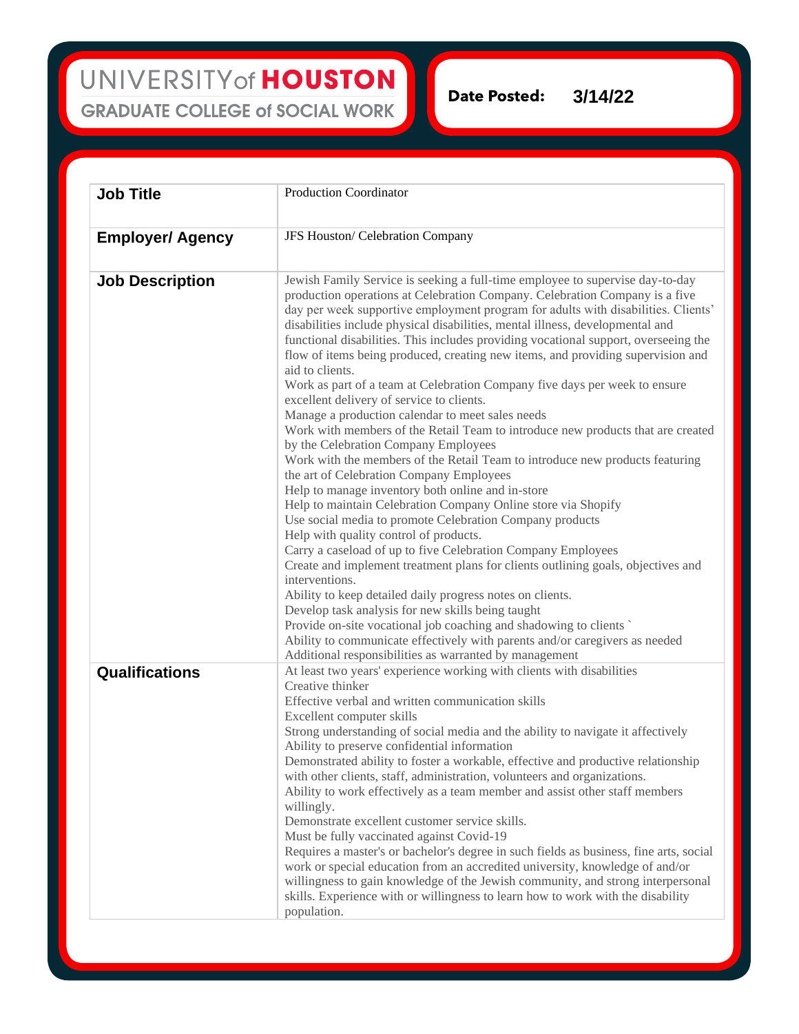UNIVERSITY of HOUSTON
GRADUATE COLLEGE of SOCIAL WORK

**Date Posted:** 3/14/22

| **Job Title** | Production Coordinator |
|---|---|
| **Employer/ Agency** | JFS Houston/ Celebration Company |
| **Job Description** | Jewish Family Service is seeking a full-time employee to supervise day-to-day production operations at Celebration Company. Celebration Company is a five day per week supportive employment program for adults with disabilities. Clients' disabilities include physical disabilities, mental illness, developmental and functional disabilities. This includes providing vocational support, overseeing the flow of items being produced, creating new items, and providing supervision and aid to clients.<br>Work as part of a team at Celebration Company five days per week to ensure excellent delivery of service to clients.<br>Manage a production calendar to meet sales needs<br>Work with members of the Retail Team to introduce new products that are created by the Celebration Company Employees<br>Work with the members of the Retail Team to introduce new products featuring the art of Celebration Company Employees<br>Help to manage inventory both online and in-store<br>Help to maintain Celebration Company Online store via Shopify<br>Use social media to promote Celebration Company products<br>Help with quality control of products.<br>Carry a caseload of up to five Celebration Company Employees<br>Create and implement treatment plans for clients outlining goals, objectives and interventions.<br>Ability to keep detailed daily progress notes on clients.<br>Develop task analysis for new skills being taught<br>Provide on-site vocational job coaching and shadowing to clients `<br>Ability to communicate effectively with parents and/or caregivers as needed<br>Additional responsibilities as warranted by management |
| **Qualifications** | At least two years' experience working with clients with disabilities<br>Creative thinker<br>Effective verbal and written communication skills<br>Excellent computer skills<br>Strong understanding of social media and the ability to navigate it affectively<br>Ability to preserve confidential information<br>Demonstrated ability to foster a workable, effective and productive relationship with other clients, staff, administration, volunteers and organizations.<br>Ability to work effectively as a team member and assist other staff members willingly.<br>Demonstrate excellent customer service skills.<br>Must be fully vaccinated against Covid-19<br>Requires a master's or bachelor's degree in such fields as business, fine arts, social work or special education from an accredited university, knowledge of and/or willingness to gain knowledge of the Jewish community, and strong interpersonal skills. Experience with or willingness to learn how to work with the disability population. |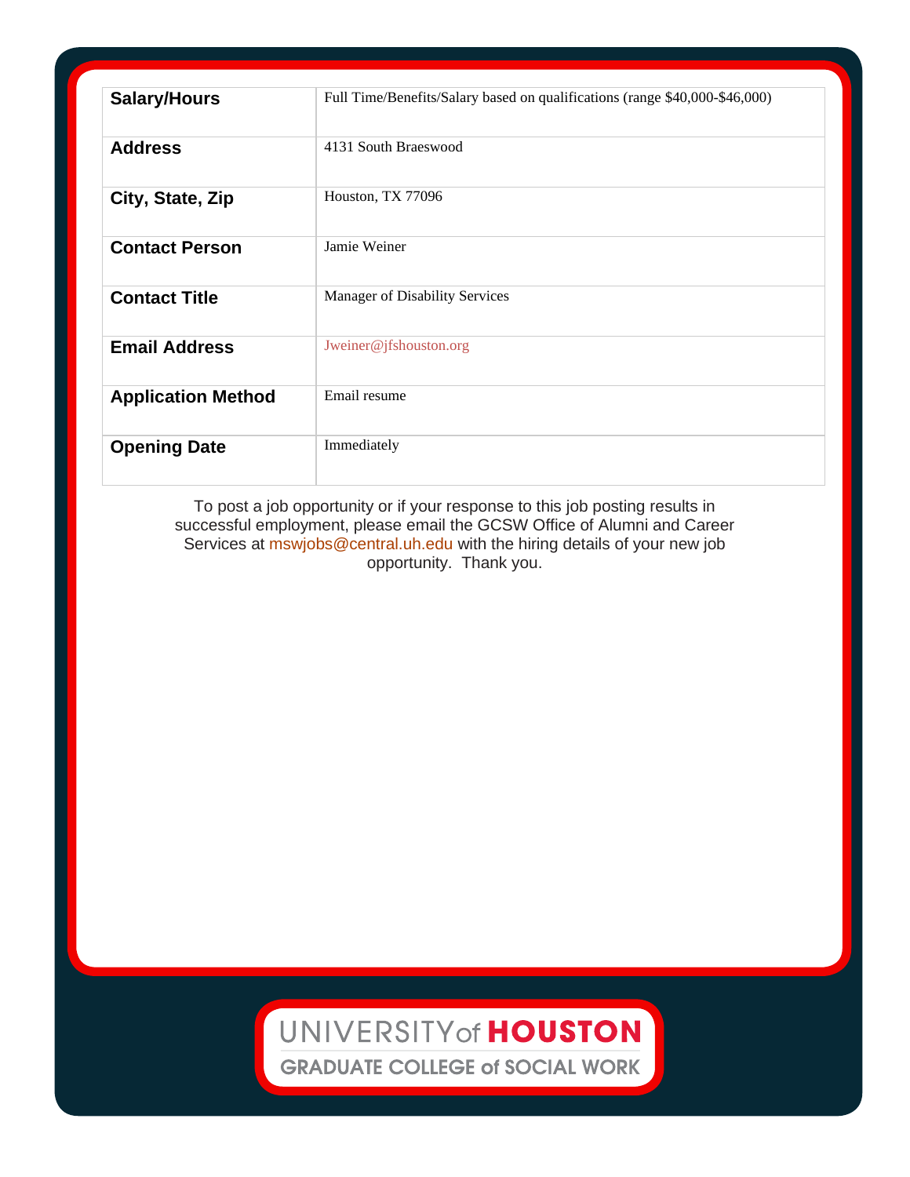| | |
|---|---|
| **Salary/Hours** | Full Time/Benefits/Salary based on qualifications (range $40,000-$46,000) |
| **Address** | 4131 South Braeswood |
| **City, State, Zip** | Houston, TX 77096 |
| **Contact Person** | Jamie Weiner |
| **Contact Title** | Manager of Disability Services |
| **Email Address** | Jweiner@jfshouston.org |
| **Application Method** | Email resume |
| **Opening Date** | Immediately |

To post a job opportunity or if your response to this job posting results in successful employment, please email the GCSW Office of Alumni and Career Services at mswjobs@central.uh.edu with the hiring details of your new job opportunity. Thank you.

UNIVERSITY of HOUSTON
GRADUATE COLLEGE of SOCIAL WORK